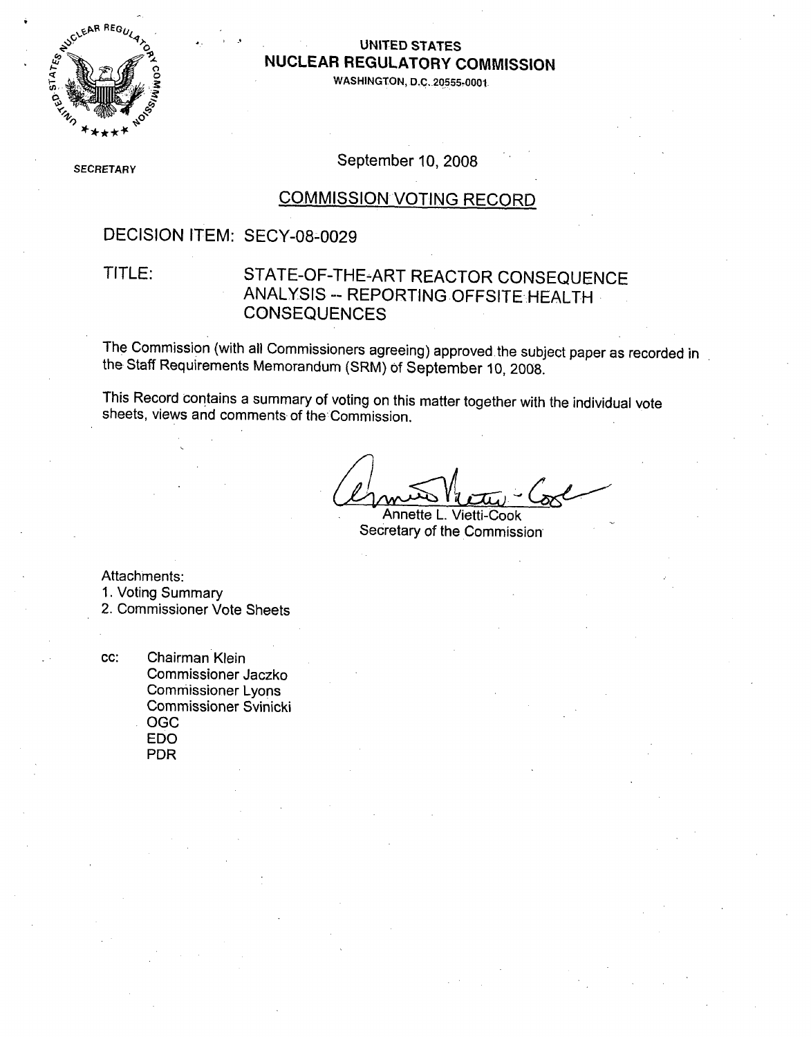**UNITED STATES**
**NUCLEAR REGULATORY COMMISSION**
WASHINGTON, D.C. 20555-0001

SECRETARY

September 10, 2008

## COMMISSION VOTING RECORD

DECISION ITEM: SECY-08-0029

TITLE: STATE-OF-THE-ART REACTOR CONSEQUENCE ANALYSIS -- REPORTING OFFSITE HEALTH CONSEQUENCES

The Commission (with all Commissioners agreeing) approved the subject paper as recorded in the Staff Requirements Memorandum (SRM) of September 10, 2008.

This Record contains a summary of voting on this matter together with the individual vote sheets, views and comments of the Commission.

Annette L. Vietti-Cook
Secretary of the Commission

Attachments:
1. Voting Summary
2. Commissioner Vote Sheets

cc: Chairman Klein
Commissioner Jaczko
Commissioner Lyons
Commissioner Svinicki
OGC
EDO
PDR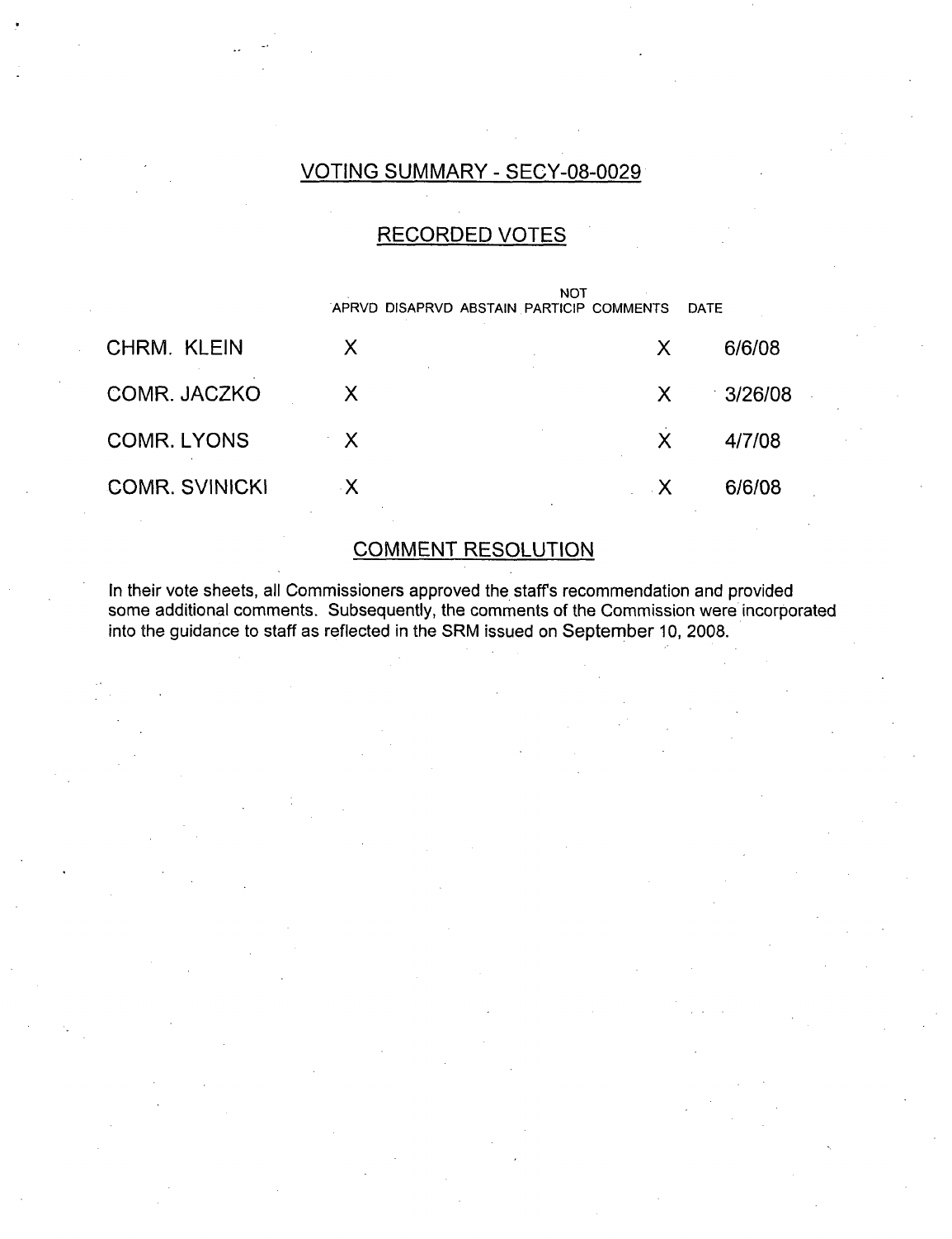## VOTING SUMMARY - SECY-08-0029

## RECORDED VOTES

| | APRVD | DISAPRVD | ABSTAIN | NOT PARTICIP | COMMENTS | DATE |
|---|---|---|---|---|---|---|
| CHRM. KLEIN | X | | | | X | 6/6/08 |
| COMR. JACZKO | X | | | | X | 3/26/08 |
| COMR. LYONS | X | | | | X | 4/7/08 |
| COMR. SVINICKI | X | | | | X | 6/6/08 |

## COMMENT RESOLUTION

In their vote sheets, all Commissioners approved the staff's recommendation and provided some additional comments. Subsequently, the comments of the Commission were incorporated into the guidance to staff as reflected in the SRM issued on September 10, 2008.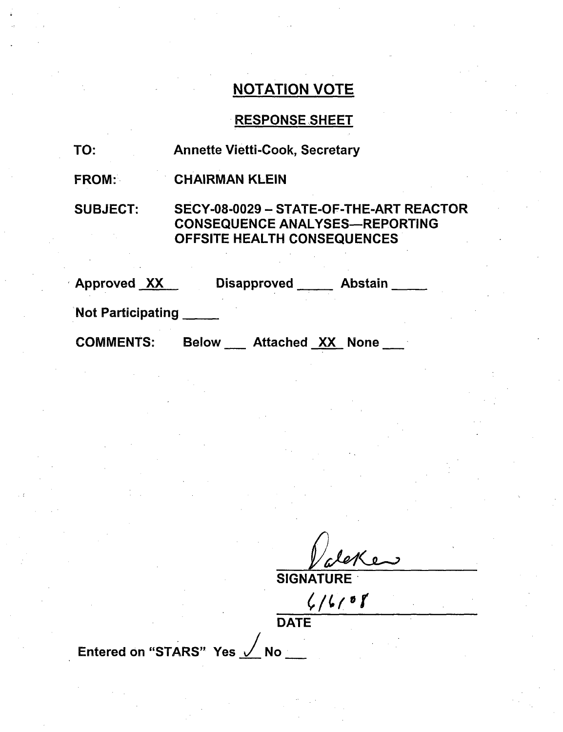# NOTATION VOTE

## RESPONSE SHEET

TO: Annette Vietti-Cook, Secretary

FROM: CHAIRMAN KLEIN

SUBJECT: SECY-08-0029 – STATE-OF-THE-ART REACTOR CONSEQUENCE ANALYSES—REPORTING OFFSITE HEALTH CONSEQUENCES

Approved XX Disapproved ___ Abstain ___

Not Participating ___

COMMENTS: Below ___ Attached XX None ___

DaleKlein

SIGNATURE

6/6/08

DATE

Entered on "STARS" Yes ✓ No ___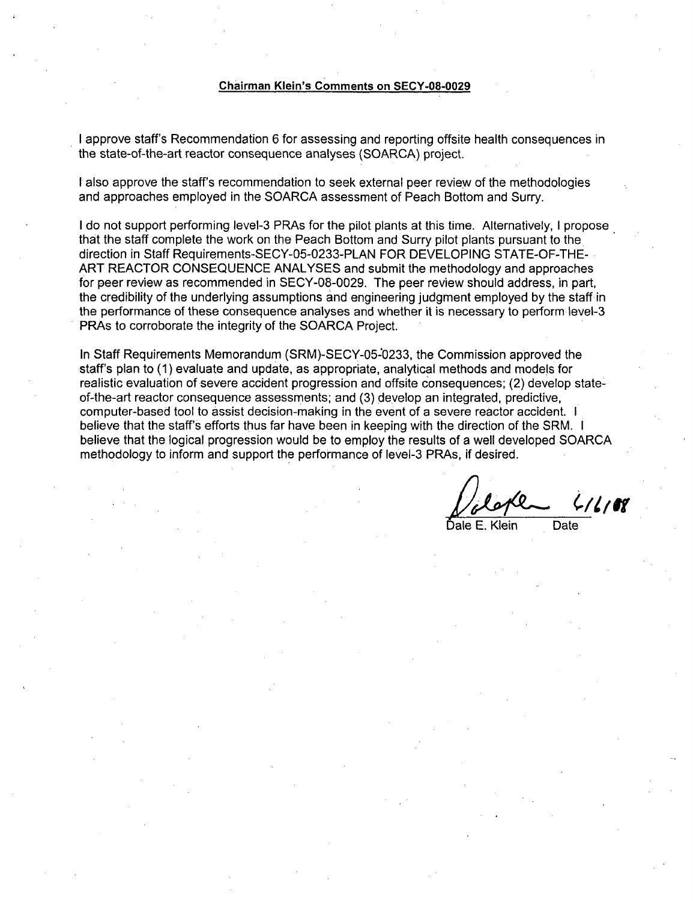**Chairman Klein's Comments on SECY-08-0029**

I approve staff's Recommendation 6 for assessing and reporting offsite health consequences in the state-of-the-art reactor consequence analyses (SOARCA) project.

I also approve the staff's recommendation to seek external peer review of the methodologies and approaches employed in the SOARCA assessment of Peach Bottom and Surry.

I do not support performing level-3 PRAs for the pilot plants at this time. Alternatively, I propose that the staff complete the work on the Peach Bottom and Surry pilot plants pursuant to the direction in Staff Requirements-SECY-05-0233-PLAN FOR DEVELOPING STATE-OF-THE-ART REACTOR CONSEQUENCE ANALYSES and submit the methodology and approaches for peer review as recommended in SECY-08-0029. The peer review should address, in part, the credibility of the underlying assumptions and engineering judgment employed by the staff in the performance of these consequence analyses and whether it is necessary to perform level-3 PRAs to corroborate the integrity of the SOARCA Project.

In Staff Requirements Memorandum (SRM)-SECY-05-0233, the Commission approved the staff's plan to (1) evaluate and update, as appropriate, analytical methods and models for realistic evaluation of severe accident progression and offsite consequences; (2) develop state-of-the-art reactor consequence assessments; and (3) develop an integrated, predictive, computer-based tool to assist decision-making in the event of a severe reactor accident. I believe that the staff's efforts thus far have been in keeping with the direction of the SRM. I believe that the logical progression would be to employ the results of a well developed SOARCA methodology to inform and support the performance of level-3 PRAs, if desired.

Dale E. Klein 6/6/08

Dale E. Klein Date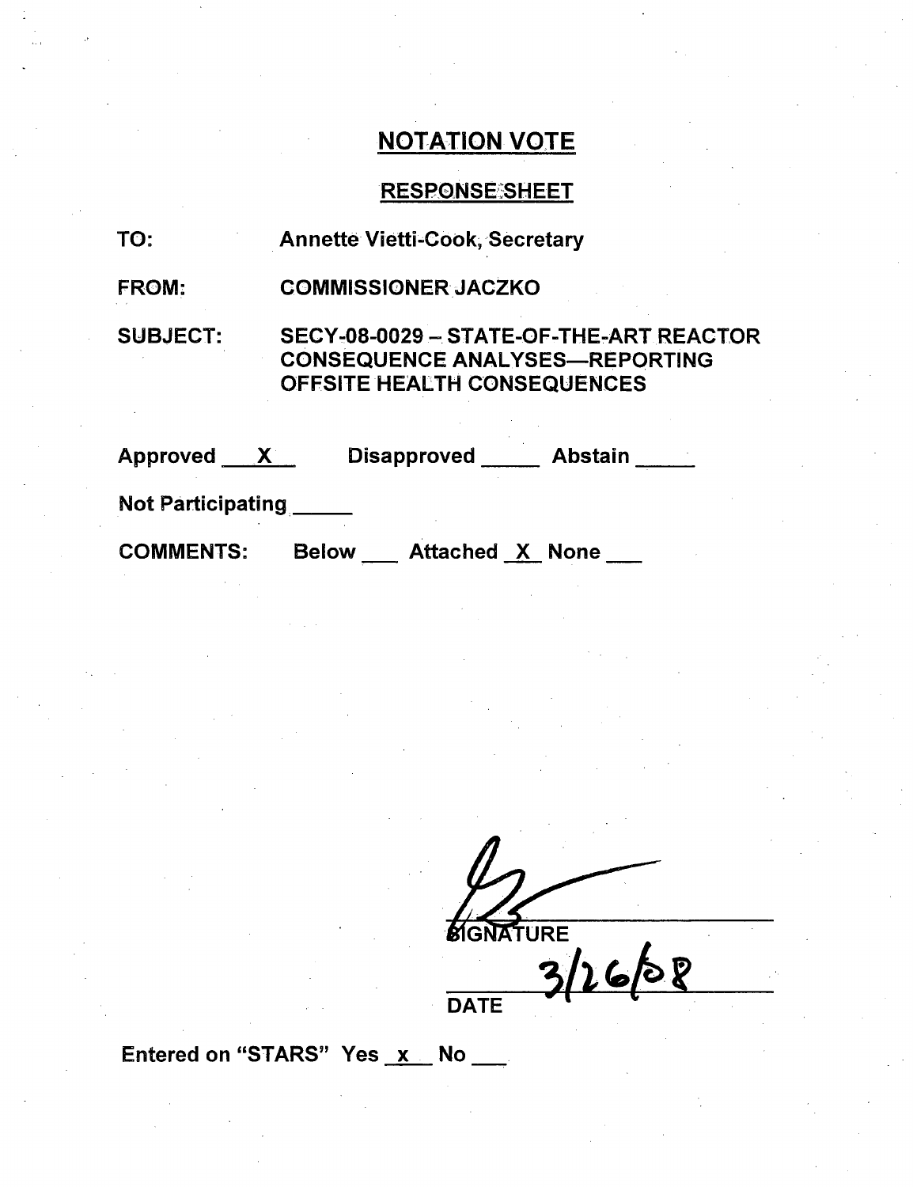# NOTATION VOTE

## RESPONSE SHEET

TO: Annette Vietti-Cook, Secretary

FROM: COMMISSIONER JACZKO

SUBJECT: SECY-08-0029 – STATE-OF-THE-ART REACTOR CONSEQUENCE ANALYSES—REPORTING OFFSITE HEALTH CONSEQUENCES

Approved X Disapproved ___ Abstain ___

Not Participating ___

COMMENTS: Below ___ Attached X None ___

SIGNATURE

3/26/08

DATE

Entered on "STARS" Yes x No ___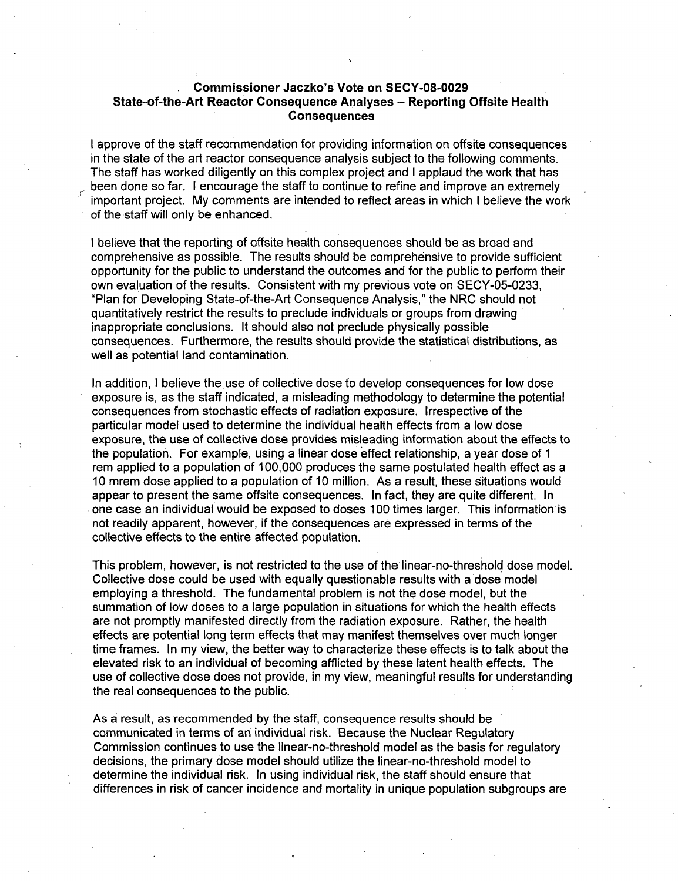**Commissioner Jaczko's Vote on SECY-08-0029**
**State-of-the-Art Reactor Consequence Analyses – Reporting Offsite Health Consequences**

I approve of the staff recommendation for providing information on offsite consequences in the state of the art reactor consequence analysis subject to the following comments. The staff has worked diligently on this complex project and I applaud the work that has been done so far. I encourage the staff to continue to refine and improve an extremely important project. My comments are intended to reflect areas in which I believe the work of the staff will only be enhanced.

I believe that the reporting of offsite health consequences should be as broad and comprehensive as possible. The results should be comprehensive to provide sufficient opportunity for the public to understand the outcomes and for the public to perform their own evaluation of the results. Consistent with my previous vote on SECY-05-0233, "Plan for Developing State-of-the-Art Consequence Analysis," the NRC should not quantitatively restrict the results to preclude individuals or groups from drawing inappropriate conclusions. It should also not preclude physically possible consequences. Furthermore, the results should provide the statistical distributions, as well as potential land contamination.

In addition, I believe the use of collective dose to develop consequences for low dose exposure is, as the staff indicated, a misleading methodology to determine the potential consequences from stochastic effects of radiation exposure. Irrespective of the particular model used to determine the individual health effects from a low dose exposure, the use of collective dose provides misleading information about the effects to the population. For example, using a linear dose effect relationship, a year dose of 1 rem applied to a population of 100,000 produces the same postulated health effect as a 10 mrem dose applied to a population of 10 million. As a result, these situations would appear to present the same offsite consequences. In fact, they are quite different. In one case an individual would be exposed to doses 100 times larger. This information is not readily apparent, however, if the consequences are expressed in terms of the collective effects to the entire affected population.

This problem, however, is not restricted to the use of the linear-no-threshold dose model. Collective dose could be used with equally questionable results with a dose model employing a threshold. The fundamental problem is not the dose model, but the summation of low doses to a large population in situations for which the health effects are not promptly manifested directly from the radiation exposure. Rather, the health effects are potential long term effects that may manifest themselves over much longer time frames. In my view, the better way to characterize these effects is to talk about the elevated risk to an individual of becoming afflicted by these latent health effects. The use of collective dose does not provide, in my view, meaningful results for understanding the real consequences to the public.

As a result, as recommended by the staff, consequence results should be communicated in terms of an individual risk. Because the Nuclear Regulatory Commission continues to use the linear-no-threshold model as the basis for regulatory decisions, the primary dose model should utilize the linear-no-threshold model to determine the individual risk. In using individual risk, the staff should ensure that differences in risk of cancer incidence and mortality in unique population subgroups are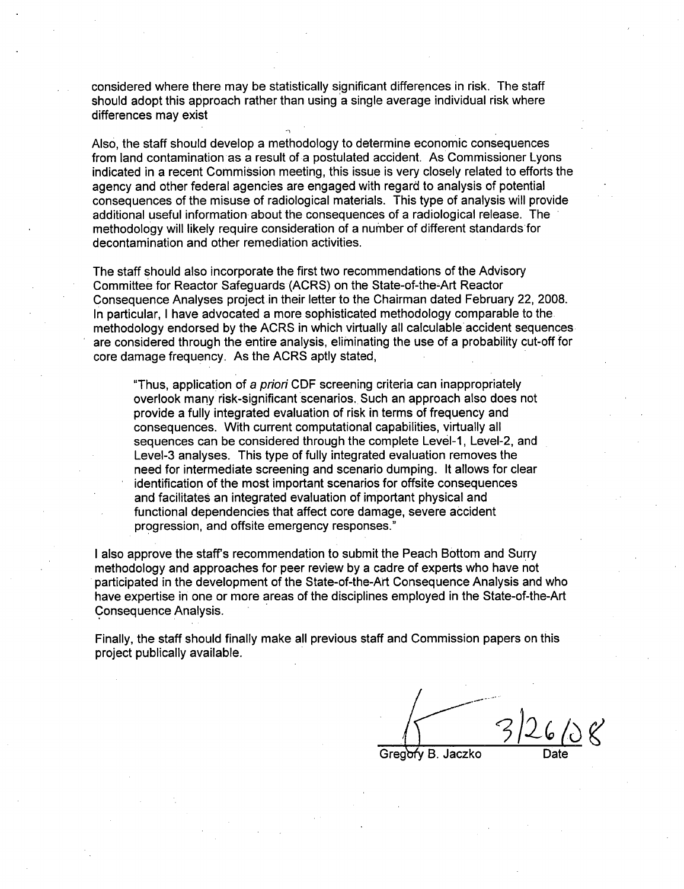considered where there may be statistically significant differences in risk. The staff should adopt this approach rather than using a single average individual risk where differences may exist

Also, the staff should develop a methodology to determine economic consequences from land contamination as a result of a postulated accident. As Commissioner Lyons indicated in a recent Commission meeting, this issue is very closely related to efforts the agency and other federal agencies are engaged with regard to analysis of potential consequences of the misuse of radiological materials. This type of analysis will provide additional useful information about the consequences of a radiological release. The methodology will likely require consideration of a number of different standards for decontamination and other remediation activities.

The staff should also incorporate the first two recommendations of the Advisory Committee for Reactor Safeguards (ACRS) on the State-of-the-Art Reactor Consequence Analyses project in their letter to the Chairman dated February 22, 2008. In particular, I have advocated a more sophisticated methodology comparable to the methodology endorsed by the ACRS in which virtually all calculable accident sequences are considered through the entire analysis, eliminating the use of a probability cut-off for core damage frequency. As the ACRS aptly stated,

> "Thus, application of *a priori* CDF screening criteria can inappropriately overlook many risk-significant scenarios. Such an approach also does not provide a fully integrated evaluation of risk in terms of frequency and consequences. With current computational capabilities, virtually all sequences can be considered through the complete Level-1, Level-2, and Level-3 analyses. This type of fully integrated evaluation removes the need for intermediate screening and scenario dumping. It allows for clear identification of the most important scenarios for offsite consequences and facilitates an integrated evaluation of important physical and functional dependencies that affect core damage, severe accident progression, and offsite emergency responses."

I also approve the staff's recommendation to submit the Peach Bottom and Surry methodology and approaches for peer review by a cadre of experts who have not participated in the development of the State-of-the-Art Consequence Analysis and who have expertise in one or more areas of the disciplines employed in the State-of-the-Art Consequence Analysis.

Finally, the staff should finally make all previous staff and Commission papers on this project publically available.

Gregory B. Jaczko — 3/26/08

Date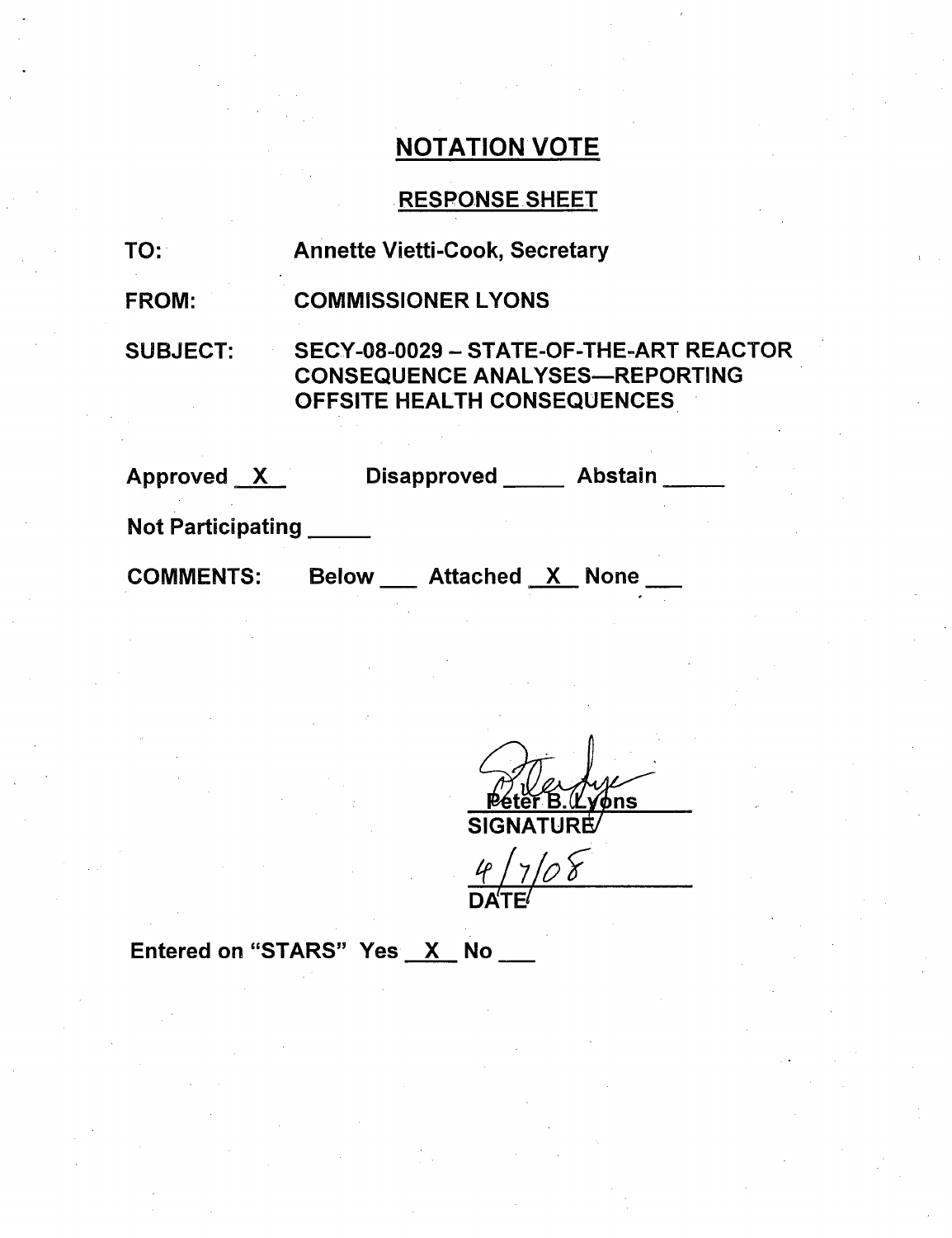## NOTATION VOTE

### RESPONSE SHEET

TO: Annette Vietti-Cook, Secretary

FROM: COMMISSIONER LYONS

SUBJECT: SECY-08-0029 – STATE-OF-THE-ART REACTOR CONSEQUENCE ANALYSES—REPORTING OFFSITE HEALTH CONSEQUENCES

Approved X Disapproved ___ Abstain ___

Not Participating ___

COMMENTS: Below ___ Attached X None ___

Peter B. Lyons
SIGNATURE

4/7/08
DATE

Entered on "STARS" Yes X No ___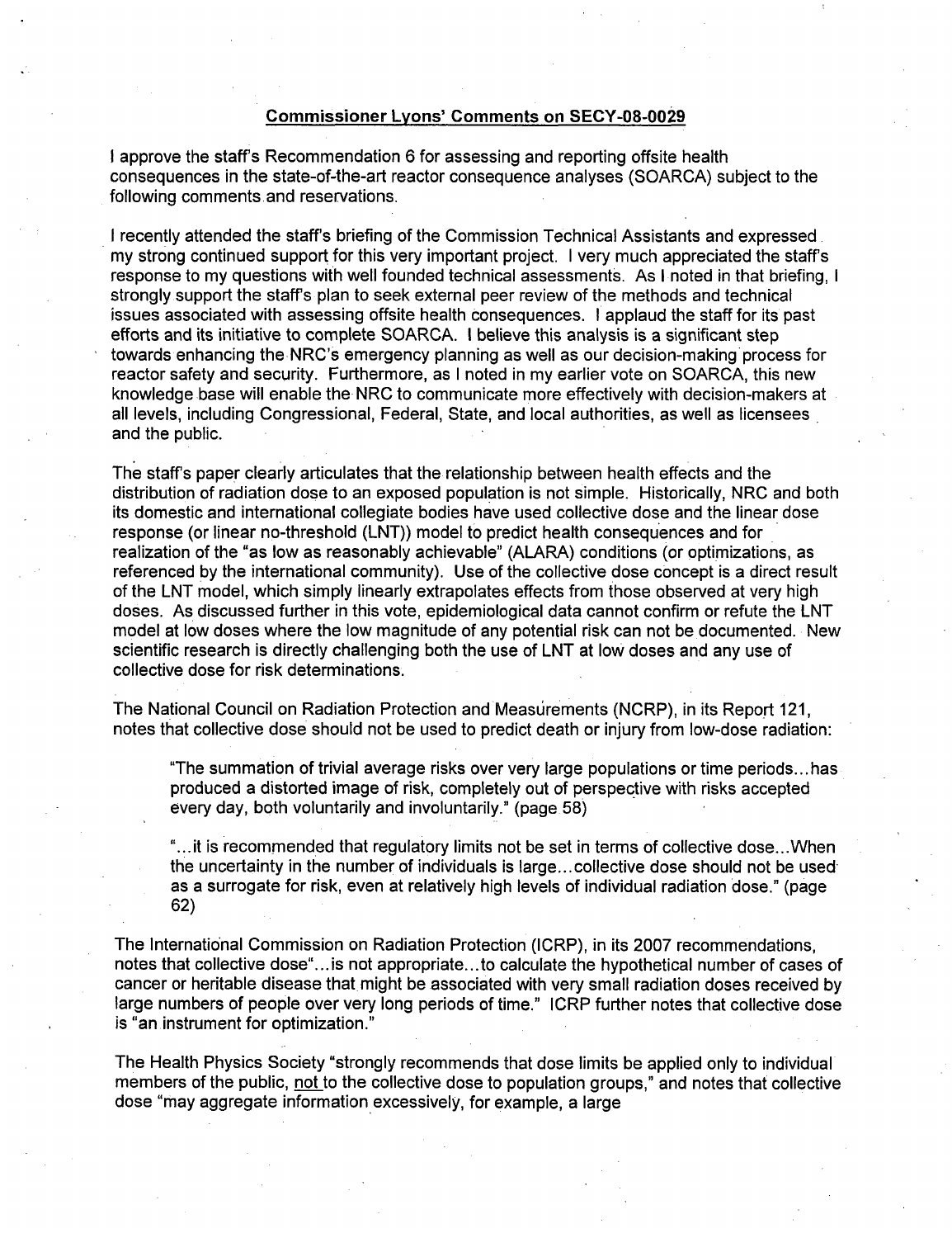## Commissioner Lyons' Comments on SECY-08-0029

I approve the staff's Recommendation 6 for assessing and reporting offsite health consequences in the state-of-the-art reactor consequence analyses (SOARCA) subject to the following comments and reservations.

I recently attended the staff's briefing of the Commission Technical Assistants and expressed my strong continued support for this very important project. I very much appreciated the staff's response to my questions with well founded technical assessments. As I noted in that briefing, I strongly support the staff's plan to seek external peer review of the methods and technical issues associated with assessing offsite health consequences. I applaud the staff for its past efforts and its initiative to complete SOARCA. I believe this analysis is a significant step towards enhancing the NRC's emergency planning as well as our decision-making process for reactor safety and security. Furthermore, as I noted in my earlier vote on SOARCA, this new knowledge base will enable the NRC to communicate more effectively with decision-makers at all levels, including Congressional, Federal, State, and local authorities, as well as licensees and the public.

The staff's paper clearly articulates that the relationship between health effects and the distribution of radiation dose to an exposed population is not simple. Historically, NRC and both its domestic and international collegiate bodies have used collective dose and the linear dose response (or linear no-threshold (LNT)) model to predict health consequences and for realization of the "as low as reasonably achievable" (ALARA) conditions (or optimizations, as referenced by the international community). Use of the collective dose concept is a direct result of the LNT model, which simply linearly extrapolates effects from those observed at very high doses. As discussed further in this vote, epidemiological data cannot confirm or refute the LNT model at low doses where the low magnitude of any potential risk can not be documented. New scientific research is directly challenging both the use of LNT at low doses and any use of collective dose for risk determinations.

The National Council on Radiation Protection and Measurements (NCRP), in its Report 121, notes that collective dose should not be used to predict death or injury from low-dose radiation:

> "The summation of trivial average risks over very large populations or time periods...has produced a distorted image of risk, completely out of perspective with risks accepted every day, both voluntarily and involuntarily." (page 58)
>
> "...it is recommended that regulatory limits not be set in terms of collective dose...When the uncertainty in the number of individuals is large...collective dose should not be used as a surrogate for risk, even at relatively high levels of individual radiation dose." (page 62)

The International Commission on Radiation Protection (ICRP), in its 2007 recommendations, notes that collective dose"...is not appropriate...to calculate the hypothetical number of cases of cancer or heritable disease that might be associated with very small radiation doses received by large numbers of people over very long periods of time." ICRP further notes that collective dose is "an instrument for optimization."

The Health Physics Society "strongly recommends that dose limits be applied only to individual members of the public, <u>not</u> to the collective dose to population groups," and notes that collective dose "may aggregate information excessively, for example, a large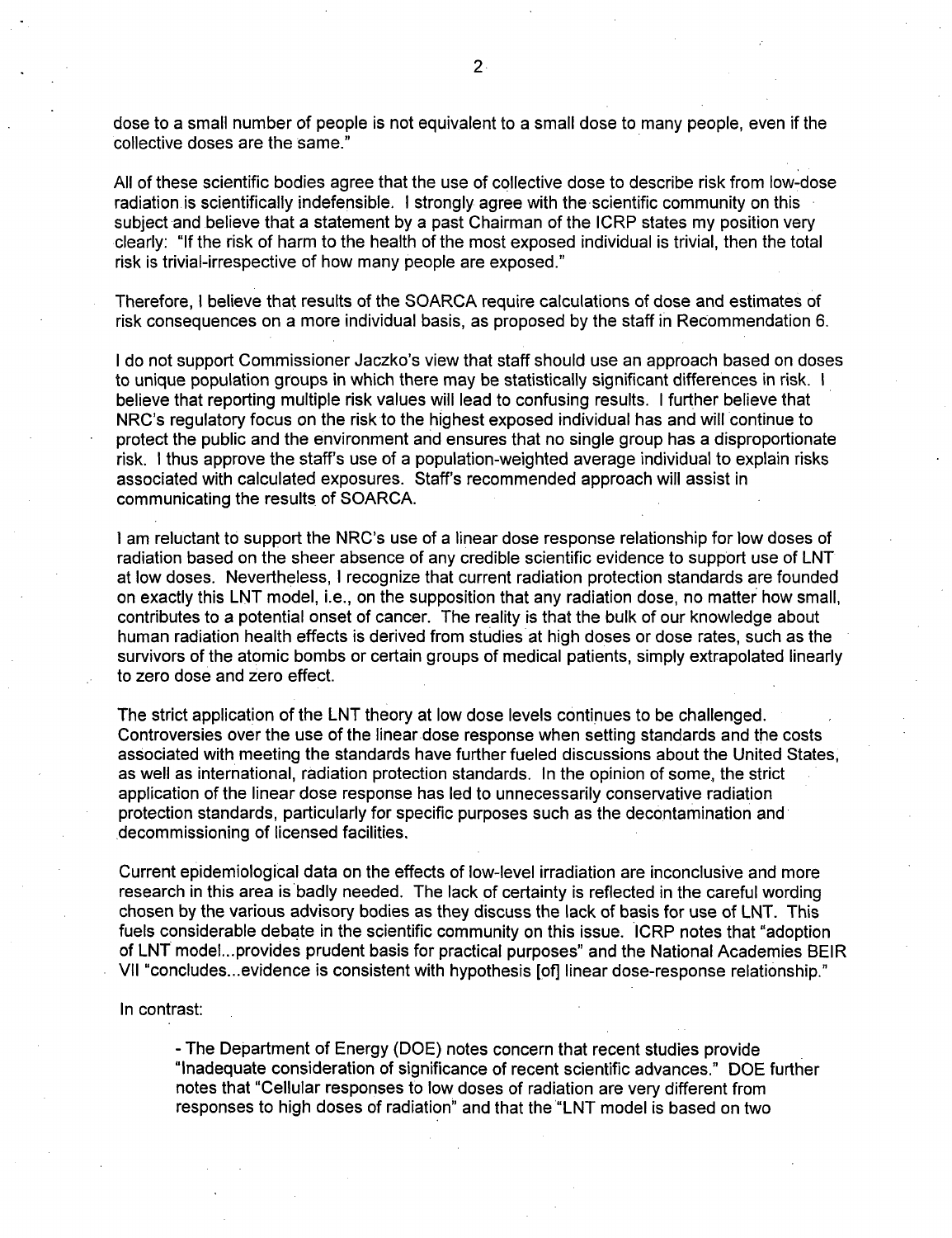dose to a small number of people is not equivalent to a small dose to many people, even if the collective doses are the same."

All of these scientific bodies agree that the use of collective dose to describe risk from low-dose radiation is scientifically indefensible. I strongly agree with the scientific community on this subject and believe that a statement by a past Chairman of the ICRP states my position very clearly: "If the risk of harm to the health of the most exposed individual is trivial, then the total risk is trivial-irrespective of how many people are exposed."

Therefore, I believe that results of the SOARCA require calculations of dose and estimates of risk consequences on a more individual basis, as proposed by the staff in Recommendation 6.

I do not support Commissioner Jaczko's view that staff should use an approach based on doses to unique population groups in which there may be statistically significant differences in risk. I believe that reporting multiple risk values will lead to confusing results. I further believe that NRC's regulatory focus on the risk to the highest exposed individual has and will continue to protect the public and the environment and ensures that no single group has a disproportionate risk. I thus approve the staff's use of a population-weighted average individual to explain risks associated with calculated exposures. Staff's recommended approach will assist in communicating the results of SOARCA.

I am reluctant to support the NRC's use of a linear dose response relationship for low doses of radiation based on the sheer absence of any credible scientific evidence to support use of LNT at low doses. Nevertheless, I recognize that current radiation protection standards are founded on exactly this LNT model, i.e., on the supposition that any radiation dose, no matter how small, contributes to a potential onset of cancer. The reality is that the bulk of our knowledge about human radiation health effects is derived from studies at high doses or dose rates, such as the survivors of the atomic bombs or certain groups of medical patients, simply extrapolated linearly to zero dose and zero effect.

The strict application of the LNT theory at low dose levels continues to be challenged. Controversies over the use of the linear dose response when setting standards and the costs associated with meeting the standards have further fueled discussions about the United States, as well as international, radiation protection standards. In the opinion of some, the strict application of the linear dose response has led to unnecessarily conservative radiation protection standards, particularly for specific purposes such as the decontamination and decommissioning of licensed facilities.

Current epidemiological data on the effects of low-level irradiation are inconclusive and more research in this area is badly needed. The lack of certainty is reflected in the careful wording chosen by the various advisory bodies as they discuss the lack of basis for use of LNT. This fuels considerable debate in the scientific community on this issue. ICRP notes that "adoption of LNT model...provides prudent basis for practical purposes" and the National Academies BEIR VII "concludes...evidence is consistent with hypothesis [of] linear dose-response relationship."

In contrast:

- The Department of Energy (DOE) notes concern that recent studies provide "Inadequate consideration of significance of recent scientific advances." DOE further notes that "Cellular responses to low doses of radiation are very different from responses to high doses of radiation" and that the "LNT model is based on two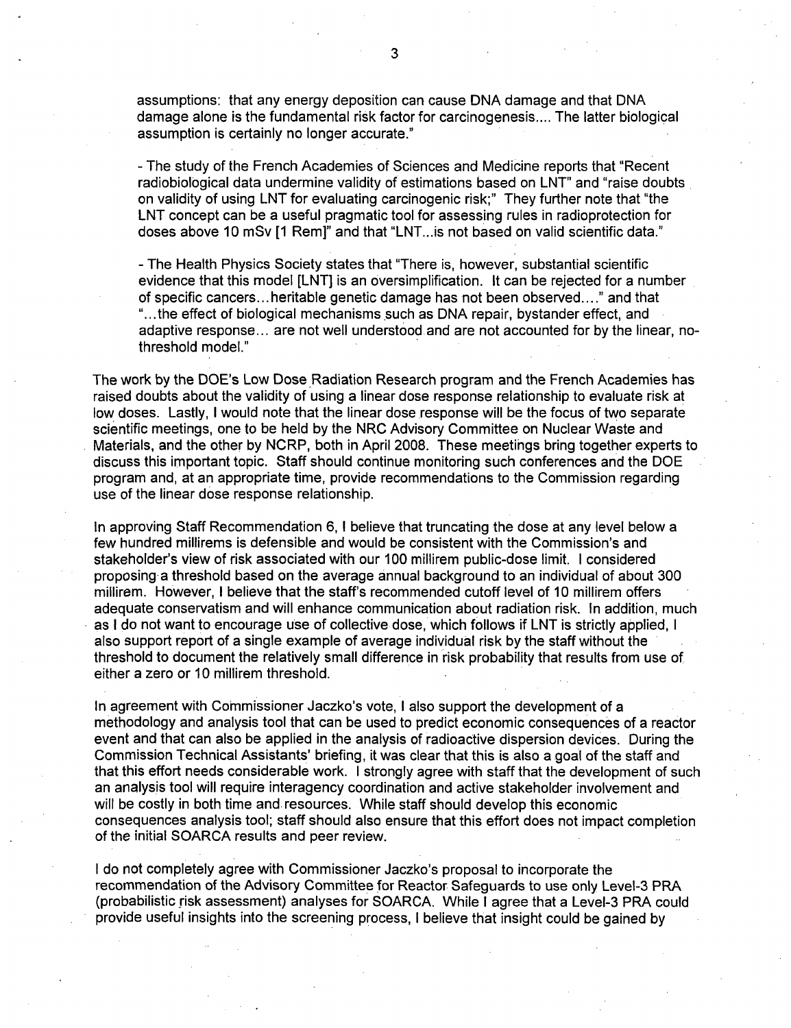assumptions: that any energy deposition can cause DNA damage and that DNA damage alone is the fundamental risk factor for carcinogenesis.... The latter biological assumption is certainly no longer accurate."

- The study of the French Academies of Sciences and Medicine reports that "Recent radiobiological data undermine validity of estimations based on LNT" and "raise doubts on validity of using LNT for evaluating carcinogenic risk;" They further note that "the LNT concept can be a useful pragmatic tool for assessing rules in radioprotection for doses above 10 mSv [1 Rem]" and that "LNT...is not based on valid scientific data."

- The Health Physics Society states that "There is, however, substantial scientific evidence that this model [LNT] is an oversimplification. It can be rejected for a number of specific cancers...heritable genetic damage has not been observed...." and that "...the effect of biological mechanisms such as DNA repair, bystander effect, and adaptive response... are not well understood and are not accounted for by the linear, no-threshold model."

The work by the DOE's Low Dose Radiation Research program and the French Academies has raised doubts about the validity of using a linear dose response relationship to evaluate risk at low doses. Lastly, I would note that the linear dose response will be the focus of two separate scientific meetings, one to be held by the NRC Advisory Committee on Nuclear Waste and Materials, and the other by NCRP, both in April 2008. These meetings bring together experts to discuss this important topic. Staff should continue monitoring such conferences and the DOE program and, at an appropriate time, provide recommendations to the Commission regarding use of the linear dose response relationship.

In approving Staff Recommendation 6, I believe that truncating the dose at any level below a few hundred millirems is defensible and would be consistent with the Commission's and stakeholder's view of risk associated with our 100 millirem public-dose limit. I considered proposing a threshold based on the average annual background to an individual of about 300 millirem. However, I believe that the staff's recommended cutoff level of 10 millirem offers adequate conservatism and will enhance communication about radiation risk. In addition, much as I do not want to encourage use of collective dose, which follows if LNT is strictly applied, I also support report of a single example of average individual risk by the staff without the threshold to document the relatively small difference in risk probability that results from use of either a zero or 10 millirem threshold.

In agreement with Commissioner Jaczko's vote, I also support the development of a methodology and analysis tool that can be used to predict economic consequences of a reactor event and that can also be applied in the analysis of radioactive dispersion devices. During the Commission Technical Assistants' briefing, it was clear that this is also a goal of the staff and that this effort needs considerable work. I strongly agree with staff that the development of such an analysis tool will require interagency coordination and active stakeholder involvement and will be costly in both time and resources. While staff should develop this economic consequences analysis tool; staff should also ensure that this effort does not impact completion of the initial SOARCA results and peer review.

I do not completely agree with Commissioner Jaczko's proposal to incorporate the recommendation of the Advisory Committee for Reactor Safeguards to use only Level-3 PRA (probabilistic risk assessment) analyses for SOARCA. While I agree that a Level-3 PRA could provide useful insights into the screening process, I believe that insight could be gained by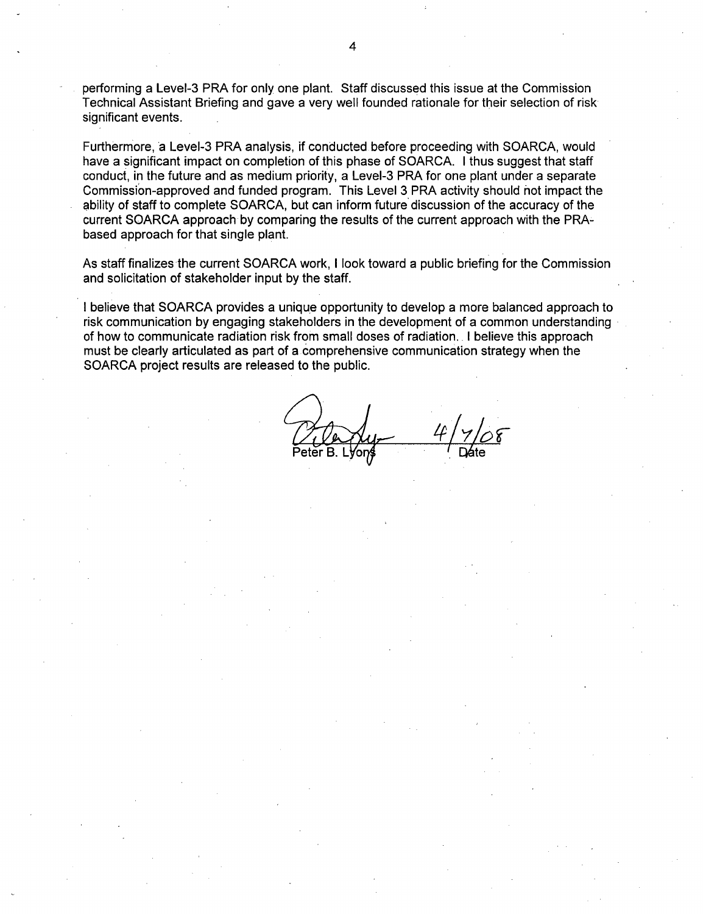performing a Level-3 PRA for only one plant. Staff discussed this issue at the Commission Technical Assistant Briefing and gave a very well founded rationale for their selection of risk significant events.

Furthermore, a Level-3 PRA analysis, if conducted before proceeding with SOARCA, would have a significant impact on completion of this phase of SOARCA. I thus suggest that staff conduct, in the future and as medium priority, a Level-3 PRA for one plant under a separate Commission-approved and funded program. This Level 3 PRA activity should not impact the ability of staff to complete SOARCA, but can inform future discussion of the accuracy of the current SOARCA approach by comparing the results of the current approach with the PRA-based approach for that single plant.

As staff finalizes the current SOARCA work, I look toward a public briefing for the Commission and solicitation of stakeholder input by the staff.

I believe that SOARCA provides a unique opportunity to develop a more balanced approach to risk communication by engaging stakeholders in the development of a common understanding of how to communicate radiation risk from small doses of radiation. I believe this approach must be clearly articulated as part of a comprehensive communication strategy when the SOARCA project results are released to the public.

Peter B. Lyons 4/7/08
Date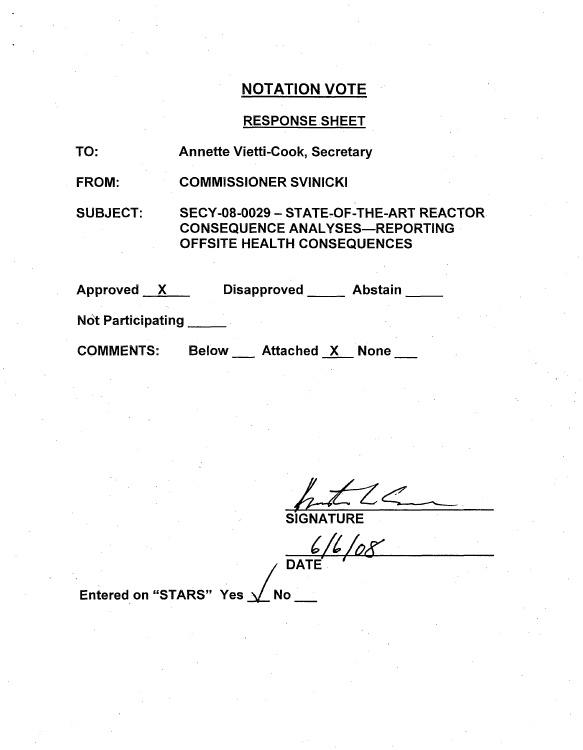# NOTATION VOTE

## RESPONSE SHEET

TO: Annette Vietti-Cook, Secretary

FROM: COMMISSIONER SVINICKI

SUBJECT: SECY-08-0029 – STATE-OF-THE-ART REACTOR CONSEQUENCE ANALYSES—REPORTING OFFSITE HEALTH CONSEQUENCES

Approved __X__ Disapproved _____ Abstain _____

Not Participating _____

COMMENTS: Below ___ Attached __X__ None ___

SIGNATURE

6/6/08

DATE

Entered on "STARS" Yes ✓ No ___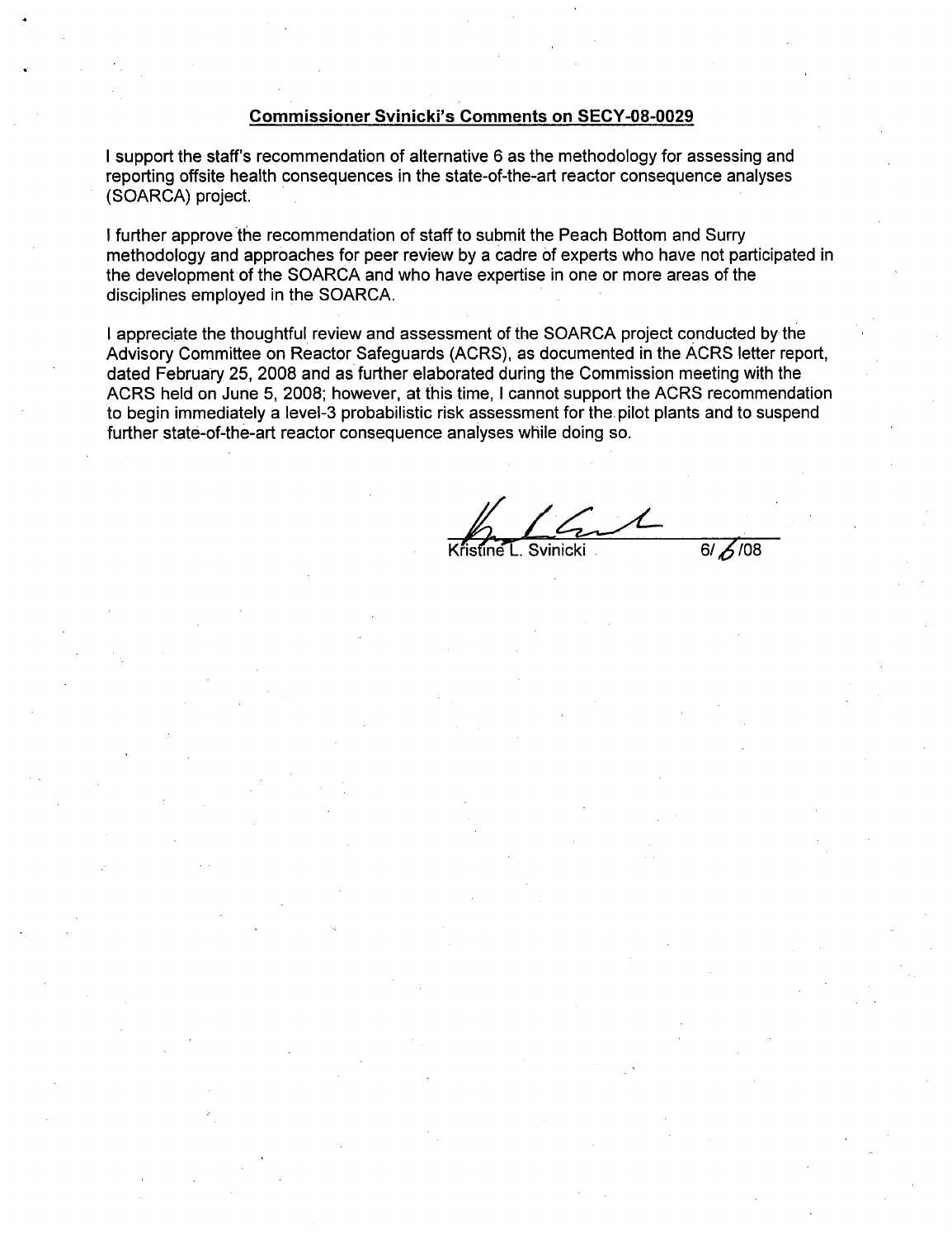**Commissioner Svinicki's Comments on SECY-08-0029**

I support the staff's recommendation of alternative 6 as the methodology for assessing and reporting offsite health consequences in the state-of-the-art reactor consequence analyses (SOARCA) project.

I further approve the recommendation of staff to submit the Peach Bottom and Surry methodology and approaches for peer review by a cadre of experts who have not participated in the development of the SOARCA and who have expertise in one or more areas of the disciplines employed in the SOARCA.

I appreciate the thoughtful review and assessment of the SOARCA project conducted by the Advisory Committee on Reactor Safeguards (ACRS), as documented in the ACRS letter report, dated February 25, 2008 and as further elaborated during the Commission meeting with the ACRS held on June 5, 2008; however, at this time, I cannot support the ACRS recommendation to begin immediately a level-3 probabilistic risk assessment for the pilot plants and to suspend further state-of-the-art reactor consequence analyses while doing so.

Kristine L. Svinicki 6/6/08